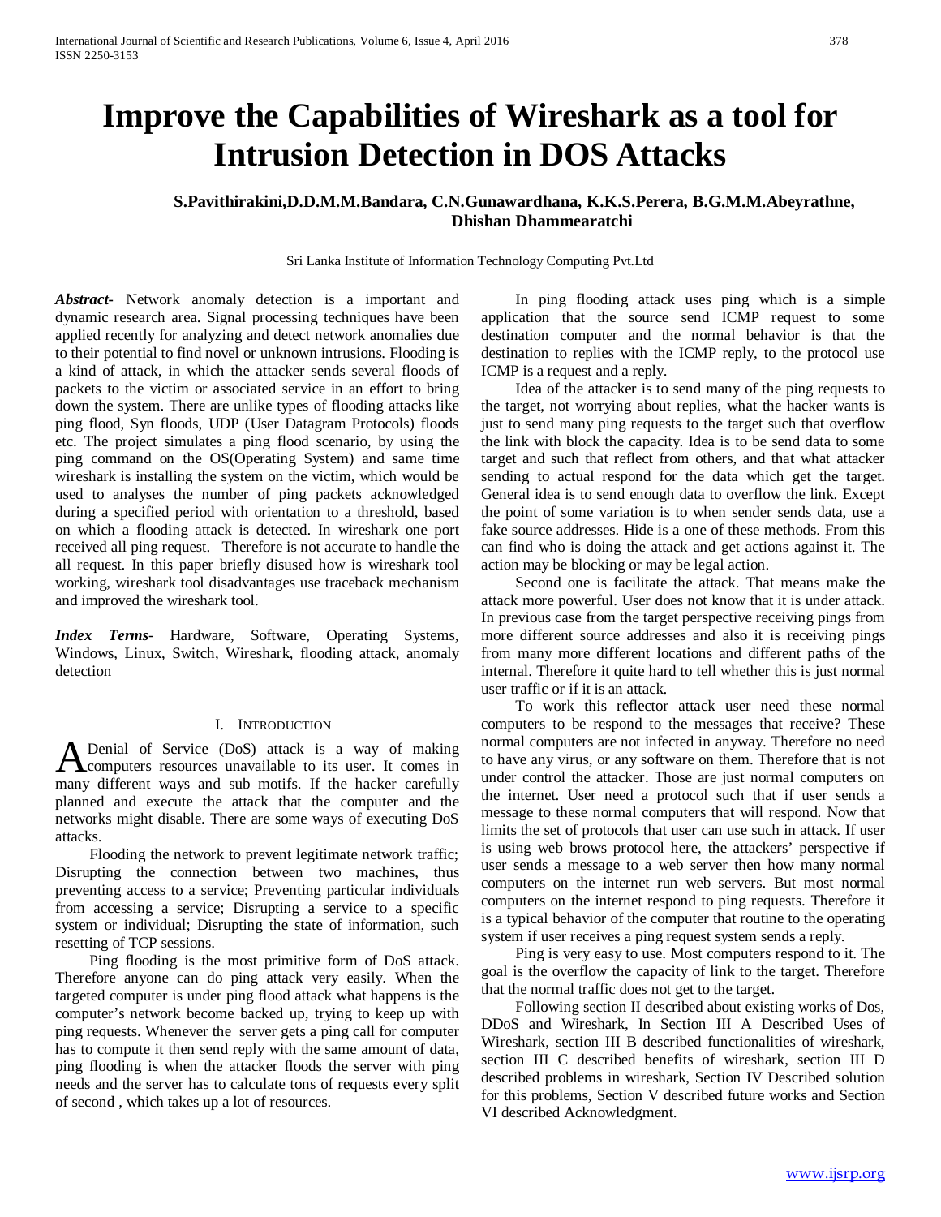# Improve the Capabilities of Wireshark as a tool for Intrusion Detection in DOS Attacks

**S.Pavithirakini,D.D.M.M.Bandara, C.N.Gunawardhana, K.K.S.Perera, B.G.M.M.Abeyrathne, Dhishan Dhammearatchi**

Sri Lanka Institute of Information Technology Computing Pvt.Ltd

***Abstract-*** Network anomaly detection is a important and dynamic research area. Signal processing techniques have been applied recently for analyzing and detect network anomalies due to their potential to find novel or unknown intrusions. Flooding is a kind of attack, in which the attacker sends several floods of packets to the victim or associated service in an effort to bring down the system. There are unlike types of flooding attacks like ping flood, Syn floods, UDP (User Datagram Protocols) floods etc. The project simulates a ping flood scenario, by using the ping command on the OS(Operating System) and same time wireshark is installing the system on the victim, which would be used to analyses the number of ping packets acknowledged during a specified period with orientation to a threshold, based on which a flooding attack is detected. In wireshark one port received all ping request. Therefore is not accurate to handle the all request. In this paper briefly disused how is wireshark tool working, wireshark tool disadvantages use traceback mechanism and improved the wireshark tool.

***Index Terms-*** Hardware, Software, Operating Systems, Windows, Linux, Switch, Wireshark, flooding attack, anomaly detection

## I. Introduction

A Denial of Service (DoS) attack is a way of making computers resources unavailable to its user. It comes in many different ways and sub motifs. If the hacker carefully planned and execute the attack that the computer and the networks might disable. There are some ways of executing DoS attacks.

Flooding the network to prevent legitimate network traffic; Disrupting the connection between two machines, thus preventing access to a service; Preventing particular individuals from accessing a service; Disrupting a service to a specific system or individual; Disrupting the state of information, such resetting of TCP sessions.

Ping flooding is the most primitive form of DoS attack. Therefore anyone can do ping attack very easily. When the targeted computer is under ping flood attack what happens is the computer's network become backed up, trying to keep up with ping requests. Whenever the server gets a ping call for computer has to compute it then send reply with the same amount of data, ping flooding is when the attacker floods the server with ping needs and the server has to calculate tons of requests every split of second , which takes up a lot of resources.

In ping flooding attack uses ping which is a simple application that the source send ICMP request to some destination computer and the normal behavior is that the destination to replies with the ICMP reply, to the protocol use ICMP is a request and a reply.

Idea of the attacker is to send many of the ping requests to the target, not worrying about replies, what the hacker wants is just to send many ping requests to the target such that overflow the link with block the capacity. Idea is to be send data to some target and such that reflect from others, and that what attacker sending to actual respond for the data which get the target. General idea is to send enough data to overflow the link. Except the point of some variation is to when sender sends data, use a fake source addresses. Hide is a one of these methods. From this can find who is doing the attack and get actions against it. The action may be blocking or may be legal action.

Second one is facilitate the attack. That means make the attack more powerful. User does not know that it is under attack. In previous case from the target perspective receiving pings from more different source addresses and also it is receiving pings from many more different locations and different paths of the internal. Therefore it quite hard to tell whether this is just normal user traffic or if it is an attack.

To work this reflector attack user need these normal computers to be respond to the messages that receive? These normal computers are not infected in anyway. Therefore no need to have any virus, or any software on them. Therefore that is not under control the attacker. Those are just normal computers on the internet. User need a protocol such that if user sends a message to these normal computers that will respond. Now that limits the set of protocols that user can use such in attack. If user is using web brows protocol here, the attackers' perspective if user sends a message to a web server then how many normal computers on the internet run web servers. But most normal computers on the internet respond to ping requests. Therefore it is a typical behavior of the computer that routine to the operating system if user receives a ping request system sends a reply.

Ping is very easy to use. Most computers respond to it. The goal is the overflow the capacity of link to the target. Therefore that the normal traffic does not get to the target.

Following section II described about existing works of Dos, DDoS and Wireshark, In Section III A Described Uses of Wireshark, section III B described functionalities of wireshark, section III C described benefits of wireshark, section III D described problems in wireshark, Section IV Described solution for this problems, Section V described future works and Section VI described Acknowledgment.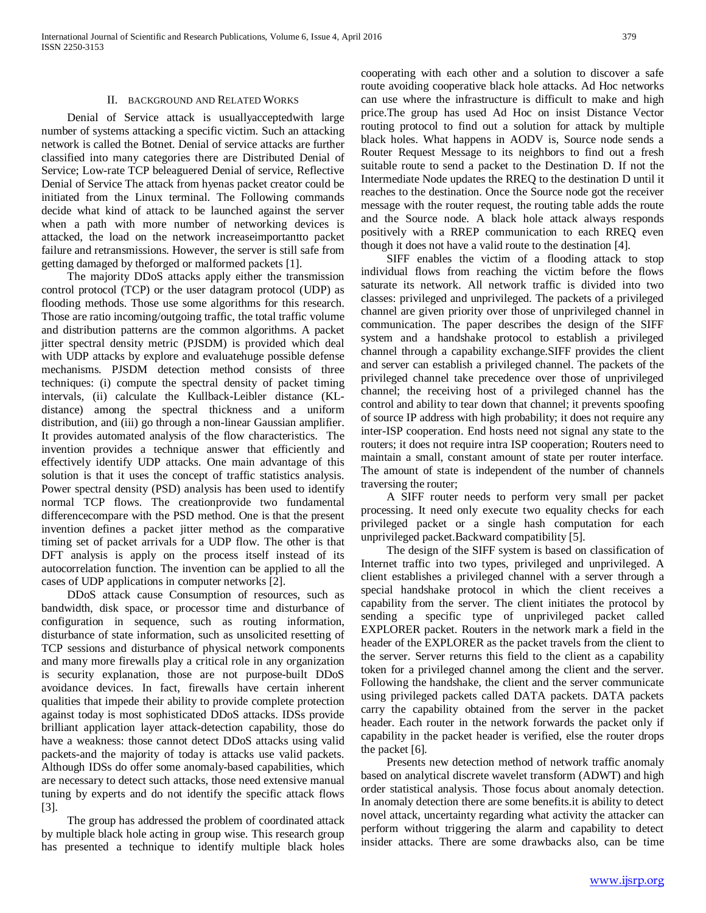## II. Background and Related Works

Denial of Service attack is usuallyacceptedwith large number of systems attacking a specific victim. Such an attacking network is called the Botnet. Denial of service attacks are further classified into many categories there are Distributed Denial of Service; Low-rate TCP beleaguered Denial of service, Reflective Denial of Service The attack from hyenas packet creator could be initiated from the Linux terminal. The Following commands decide what kind of attack to be launched against the server when a path with more number of networking devices is attacked, the load on the network increaseimportantto packet failure and retransmissions. However, the server is still safe from getting damaged by theforged or malformed packets [1].

The majority DDoS attacks apply either the transmission control protocol (TCP) or the user datagram protocol (UDP) as flooding methods. Those use some algorithms for this research. Those are ratio incoming/outgoing traffic, the total traffic volume and distribution patterns are the common algorithms. A packet jitter spectral density metric (PJSDM) is provided which deal with UDP attacks by explore and evaluatehuge possible defense mechanisms. PJSDM detection method consists of three techniques: (i) compute the spectral density of packet timing intervals, (ii) calculate the Kullback-Leibler distance (KL-distance) among the spectral thickness and a uniform distribution, and (iii) go through a non-linear Gaussian amplifier. It provides automated analysis of the flow characteristics. The invention provides a technique answer that efficiently and effectively identify UDP attacks. One main advantage of this solution is that it uses the concept of traffic statistics analysis. Power spectral density (PSD) analysis has been used to identify normal TCP flows. The creationprovide two fundamental differencecompare with the PSD method. One is that the present invention defines a packet jitter method as the comparative timing set of packet arrivals for a UDP flow. The other is that DFT analysis is apply on the process itself instead of its autocorrelation function. The invention can be applied to all the cases of UDP applications in computer networks [2].

DDoS attack cause Consumption of resources, such as bandwidth, disk space, or processor time and disturbance of configuration in sequence, such as routing information, disturbance of state information, such as unsolicited resetting of TCP sessions and disturbance of physical network components and many more firewalls play a critical role in any organization is security explanation, those are not purpose-built DDoS avoidance devices. In fact, firewalls have certain inherent qualities that impede their ability to provide complete protection against today is most sophisticated DDoS attacks. IDSs provide brilliant application layer attack-detection capability, those do have a weakness: those cannot detect DDoS attacks using valid packets-and the majority of today is attacks use valid packets. Although IDSs do offer some anomaly-based capabilities, which are necessary to detect such attacks, those need extensive manual tuning by experts and do not identify the specific attack flows [3].

The group has addressed the problem of coordinated attack by multiple black hole acting in group wise. This research group has presented a technique to identify multiple black holes cooperating with each other and a solution to discover a safe route avoiding cooperative black hole attacks. Ad Hoc networks can use where the infrastructure is difficult to make and high price.The group has used Ad Hoc on insist Distance Vector routing protocol to find out a solution for attack by multiple black holes. What happens in AODV is, Source node sends a Router Request Message to its neighbors to find out a fresh suitable route to send a packet to the Destination D. If not the Intermediate Node updates the RREQ to the destination D until it reaches to the destination. Once the Source node got the receiver message with the router request, the routing table adds the route and the Source node. A black hole attack always responds positively with a RREP communication to each RREQ even though it does not have a valid route to the destination [4].

SIFF enables the victim of a flooding attack to stop individual flows from reaching the victim before the flows saturate its network. All network traffic is divided into two classes: privileged and unprivileged. The packets of a privileged channel are given priority over those of unprivileged channel in communication. The paper describes the design of the SIFF system and a handshake protocol to establish a privileged channel through a capability exchange.SIFF provides the client and server can establish a privileged channel. The packets of the privileged channel take precedence over those of unprivileged channel; the receiving host of a privileged channel has the control and ability to tear down that channel; it prevents spoofing of source IP address with high probability; it does not require any inter-ISP cooperation. End hosts need not signal any state to the routers; it does not require intra ISP cooperation; Routers need to maintain a small, constant amount of state per router interface. The amount of state is independent of the number of channels traversing the router;

A SIFF router needs to perform very small per packet processing. It need only execute two equality checks for each privileged packet or a single hash computation for each unprivileged packet.Backward compatibility [5].

The design of the SIFF system is based on classification of Internet traffic into two types, privileged and unprivileged. A client establishes a privileged channel with a server through a special handshake protocol in which the client receives a capability from the server. The client initiates the protocol by sending a specific type of unprivileged packet called EXPLORER packet. Routers in the network mark a field in the header of the EXPLORER as the packet travels from the client to the server. Server returns this field to the client as a capability token for a privileged channel among the client and the server. Following the handshake, the client and the server communicate using privileged packets called DATA packets. DATA packets carry the capability obtained from the server in the packet header. Each router in the network forwards the packet only if capability in the packet header is verified, else the router drops the packet [6].

Presents new detection method of network traffic anomaly based on analytical discrete wavelet transform (ADWT) and high order statistical analysis. Those focus about anomaly detection. In anomaly detection there are some benefits.it is ability to detect novel attack, uncertainty regarding what activity the attacker can perform without triggering the alarm and capability to detect insider attacks. There are some drawbacks also, can be time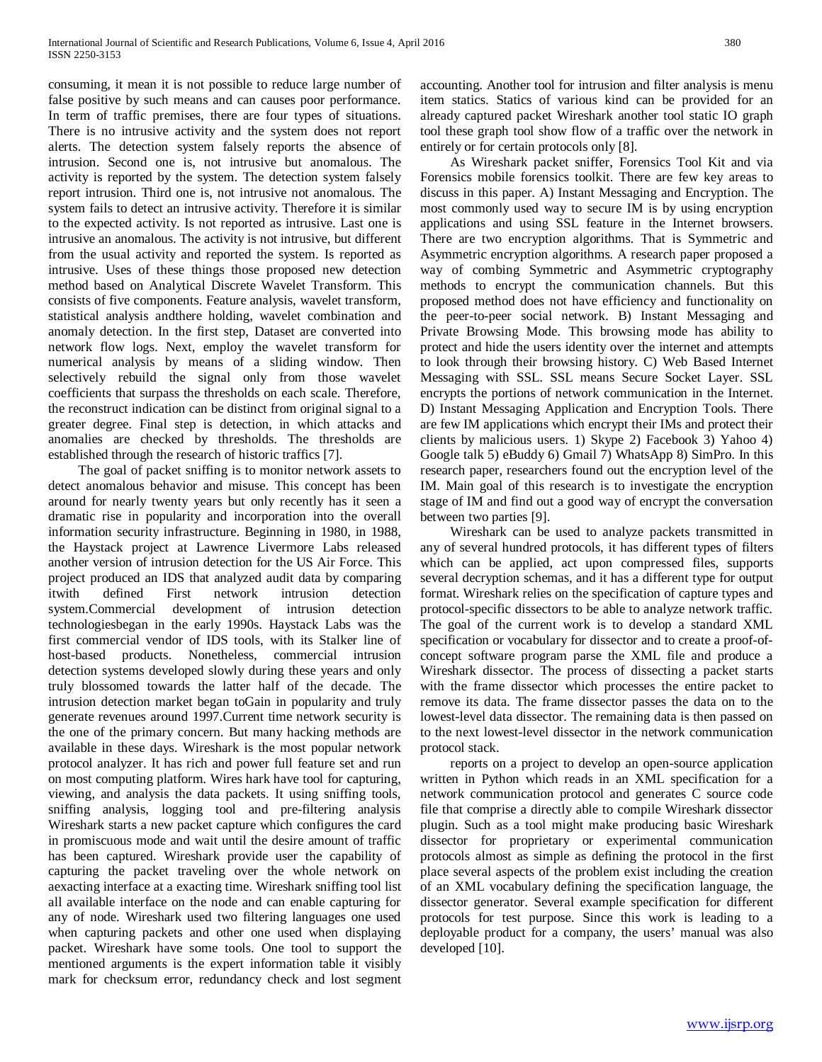consuming, it mean it is not possible to reduce large number of false positive by such means and can causes poor performance. In term of traffic premises, there are four types of situations. There is no intrusive activity and the system does not report alerts. The detection system falsely reports the absence of intrusion. Second one is, not intrusive but anomalous. The activity is reported by the system. The detection system falsely report intrusion. Third one is, not intrusive not anomalous. The system fails to detect an intrusive activity. Therefore it is similar to the expected activity. Is not reported as intrusive. Last one is intrusive an anomalous. The activity is not intrusive, but different from the usual activity and reported the system. Is reported as intrusive. Uses of these things those proposed new detection method based on Analytical Discrete Wavelet Transform. This consists of five components. Feature analysis, wavelet transform, statistical analysis andthere holding, wavelet combination and anomaly detection. In the first step, Dataset are converted into network flow logs. Next, employ the wavelet transform for numerical analysis by means of a sliding window. Then selectively rebuild the signal only from those wavelet coefficients that surpass the thresholds on each scale. Therefore, the reconstruct indication can be distinct from original signal to a greater degree. Final step is detection, in which attacks and anomalies are checked by thresholds. The thresholds are established through the research of historic traffics [7].

The goal of packet sniffing is to monitor network assets to detect anomalous behavior and misuse. This concept has been around for nearly twenty years but only recently has it seen a dramatic rise in popularity and incorporation into the overall information security infrastructure. Beginning in 1980, in 1988, the Haystack project at Lawrence Livermore Labs released another version of intrusion detection for the US Air Force. This project produced an IDS that analyzed audit data by comparing itwith defined First network intrusion detection system.Commercial development of intrusion detection technologiesbegan in the early 1990s. Haystack Labs was the first commercial vendor of IDS tools, with its Stalker line of host-based products. Nonetheless, commercial intrusion detection systems developed slowly during these years and only truly blossomed towards the latter half of the decade. The intrusion detection market began toGain in popularity and truly generate revenues around 1997.Current time network security is the one of the primary concern. But many hacking methods are available in these days. Wireshark is the most popular network protocol analyzer. It has rich and power full feature set and run on most computing platform. Wires hark have tool for capturing, viewing, and analysis the data packets. It using sniffing tools, sniffing analysis, logging tool and pre-filtering analysis Wireshark starts a new packet capture which configures the card in promiscuous mode and wait until the desire amount of traffic has been captured. Wireshark provide user the capability of capturing the packet traveling over the whole network on aexacting interface at a exacting time. Wireshark sniffing tool list all available interface on the node and can enable capturing for any of node. Wireshark used two filtering languages one used when capturing packets and other one used when displaying packet. Wireshark have some tools. One tool to support the mentioned arguments is the expert information table it visibly mark for checksum error, redundancy check and lost segment accounting. Another tool for intrusion and filter analysis is menu item statics. Statics of various kind can be provided for an already captured packet Wireshark another tool static IO graph tool these graph tool show flow of a traffic over the network in entirely or for certain protocols only [8].

As Wireshark packet sniffer, Forensics Tool Kit and via Forensics mobile forensics toolkit. There are few key areas to discuss in this paper. A) Instant Messaging and Encryption. The most commonly used way to secure IM is by using encryption applications and using SSL feature in the Internet browsers. There are two encryption algorithms. That is Symmetric and Asymmetric encryption algorithms. A research paper proposed a way of combing Symmetric and Asymmetric cryptography methods to encrypt the communication channels. But this proposed method does not have efficiency and functionality on the peer-to-peer social network. B) Instant Messaging and Private Browsing Mode. This browsing mode has ability to protect and hide the users identity over the internet and attempts to look through their browsing history. C) Web Based Internet Messaging with SSL. SSL means Secure Socket Layer. SSL encrypts the portions of network communication in the Internet. D) Instant Messaging Application and Encryption Tools. There are few IM applications which encrypt their IMs and protect their clients by malicious users. 1) Skype 2) Facebook 3) Yahoo 4) Google talk 5) eBuddy 6) Gmail 7) WhatsApp 8) SimPro. In this research paper, researchers found out the encryption level of the IM. Main goal of this research is to investigate the encryption stage of IM and find out a good way of encrypt the conversation between two parties [9].

Wireshark can be used to analyze packets transmitted in any of several hundred protocols, it has different types of filters which can be applied, act upon compressed files, supports several decryption schemas, and it has a different type for output format. Wireshark relies on the specification of capture types and protocol-specific dissectors to be able to analyze network traffic. The goal of the current work is to develop a standard XML specification or vocabulary for dissector and to create a proof-of-concept software program parse the XML file and produce a Wireshark dissector. The process of dissecting a packet starts with the frame dissector which processes the entire packet to remove its data. The frame dissector passes the data on to the lowest-level data dissector. The remaining data is then passed on to the next lowest-level dissector in the network communication protocol stack.

reports on a project to develop an open-source application written in Python which reads in an XML specification for a network communication protocol and generates C source code file that comprise a directly able to compile Wireshark dissector plugin. Such as a tool might make producing basic Wireshark dissector for proprietary or experimental communication protocols almost as simple as defining the protocol in the first place several aspects of the problem exist including the creation of an XML vocabulary defining the specification language, the dissector generator. Several example specification for different protocols for test purpose. Since this work is leading to a deployable product for a company, the users' manual was also developed [10].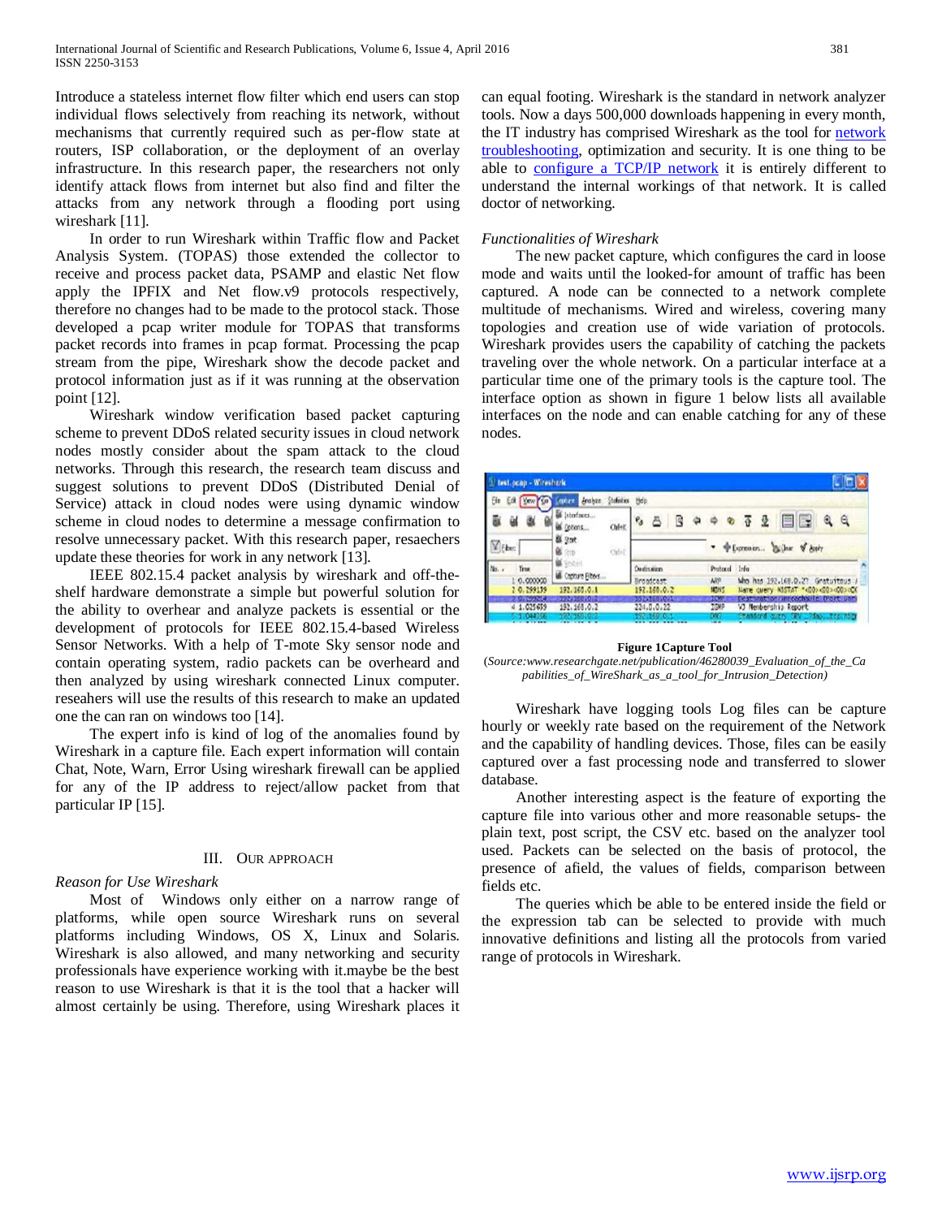Introduce a stateless internet flow filter which end users can stop individual flows selectively from reaching its network, without mechanisms that currently required such as per-flow state at routers, ISP collaboration, or the deployment of an overlay infrastructure. In this research paper, the researchers not only identify attack flows from internet but also find and filter the attacks from any network through a flooding port using wireshark [11].

In order to run Wireshark within Traffic flow and Packet Analysis System. (TOPAS) those extended the collector to receive and process packet data, PSAMP and elastic Net flow apply the IPFIX and Net flow.v9 protocols respectively, therefore no changes had to be made to the protocol stack. Those developed a pcap writer module for TOPAS that transforms packet records into frames in pcap format. Processing the pcap stream from the pipe, Wireshark show the decode packet and protocol information just as if it was running at the observation point [12].

Wireshark window verification based packet capturing scheme to prevent DDoS related security issues in cloud network nodes mostly consider about the spam attack to the cloud networks. Through this research, the research team discuss and suggest solutions to prevent DDoS (Distributed Denial of Service) attack in cloud nodes were using dynamic window scheme in cloud nodes to determine a message confirmation to resolve unnecessary packet. With this research paper, resaechers update these theories for work in any network [13].

IEEE 802.15.4 packet analysis by wireshark and off-the-shelf hardware demonstrate a simple but powerful solution for the ability to overhear and analyze packets is essential or the development of protocols for IEEE 802.15.4-based Wireless Sensor Networks. With a help of T-mote Sky sensor node and contain operating system, radio packets can be overheard and then analyzed by using wireshark connected Linux computer. reseahers will use the results of this research to make an updated one the can ran on windows too [14].

The expert info is kind of log of the anomalies found by Wireshark in a capture file. Each expert information will contain Chat, Note, Warn, Error Using wireshark firewall can be applied for any of the IP address to reject/allow packet from that particular IP [15].

## III. Our Approach

*Reason for Use Wireshark*

Most of Windows only either on a narrow range of platforms, while open source Wireshark runs on several platforms including Windows, OS X, Linux and Solaris. Wireshark is also allowed, and many networking and security professionals have experience working with it.maybe be the best reason to use Wireshark is that it is the tool that a hacker will almost certainly be using. Therefore, using Wireshark places it can equal footing. Wireshark is the standard in network analyzer tools. Now a days 500,000 downloads happening in every month, the IT industry has comprised Wireshark as the tool for network troubleshooting, optimization and security. It is one thing to be able to configure a TCP/IP network it is entirely different to understand the internal workings of that network. It is called doctor of networking.

*Functionalities of Wireshark*

The new packet capture, which configures the card in loose mode and waits until the looked-for amount of traffic has been captured. A node can be connected to a network complete multitude of mechanisms. Wired and wireless, covering many topologies and creation use of wide variation of protocols. Wireshark provides users the capability of catching the packets traveling over the whole network. On a particular interface at a particular time one of the primary tools is the capture tool. The interface option as shown in figure 1 below lists all available interfaces on the node and can enable catching for any of these nodes.

**Figure 1Capture Tool**

(*Source:www.researchgate.net/publication/46280039_Evaluation_of_the_Capabilities_of_WireShark_as_a_tool_for_Intrusion_Detection)*

Wireshark have logging tools Log files can be capture hourly or weekly rate based on the requirement of the Network and the capability of handling devices. Those, files can be easily captured over a fast processing node and transferred to slower database.

Another interesting aspect is the feature of exporting the capture file into various other and more reasonable setups- the plain text, post script, the CSV etc. based on the analyzer tool used. Packets can be selected on the basis of protocol, the presence of afield, the values of fields, comparison between fields etc.

The queries which be able to be entered inside the field or the expression tab can be selected to provide with much innovative definitions and listing all the protocols from varied range of protocols in Wireshark.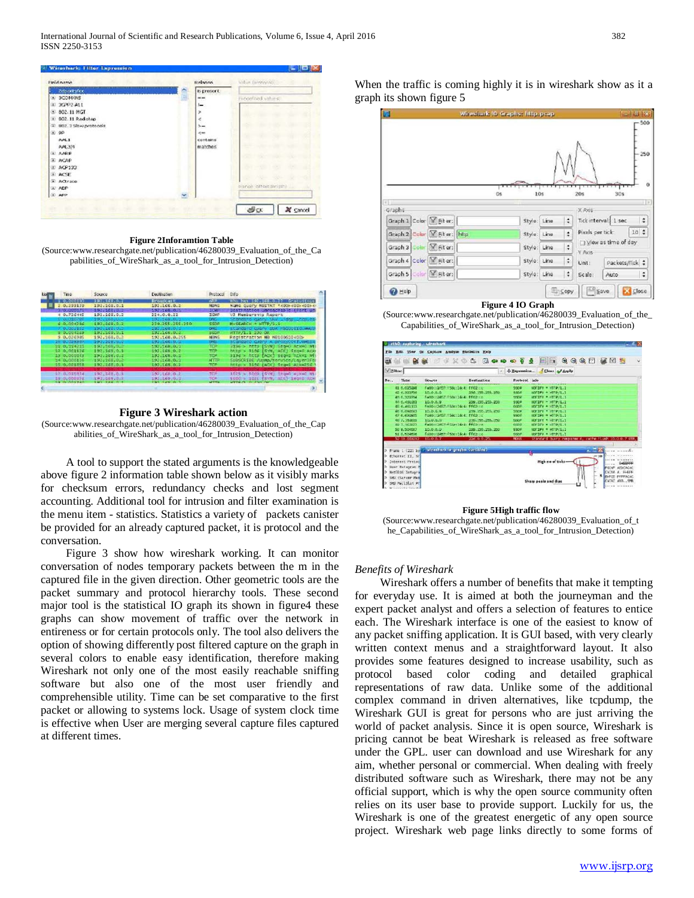**Figure 2Inforamtion Table**

(Source:www.researchgate.net/publication/46280039_Evaluation_of_the_Capabilities_of_WireShark_as_a_tool_for_Intrusion_Detection)

**Figure 3 Wireshark action**

(Source:www.researchgate.net/publication/46280039_Evaluation_of_the_Capabilities_of_WireShark_as_a_tool_for_Intrusion_Detection)

A tool to support the stated arguments is the knowledgeable above figure 2 information table shown below as it visibly marks for checksum errors, redundancy checks and lost segment accounting. Additional tool for intrusion and filter examination is the menu item - statistics. Statistics a variety of packets canister be provided for an already captured packet, it is protocol and the conversation.

Figure 3 show how wireshark working. It can monitor conversation of nodes temporary packets between the m in the captured file in the given direction. Other geometric tools are the packet summary and protocol hierarchy tools. These second major tool is the statistical IO graph its shown in figure4 these graphs can show movement of traffic over the network in entireness or for certain protocols only. The tool also delivers the option of showing differently post filtered capture on the graph in several colors to enable easy identification, therefore making Wireshark not only one of the most easily reachable sniffing software but also one of the most user friendly and comprehensible utility. Time can be set comparative to the first packet or allowing to systems lock. Usage of system clock time is effective when User are merging several capture files captured at different times.

When the traffic is coming highly it is in wireshark show as it a graph its shown figure 5

**Figure 4 IO Graph**

(Source:www.researchgate.net/publication/46280039_Evaluation_of_the_Capabilities_of_WireShark_as_a_tool_for_Intrusion_Detection)

**Figure 5High traffic flow**

(Source:www.researchgate.net/publication/46280039_Evaluation_of_the_Capabilities_of_WireShark_as_a_tool_for_Intrusion_Detection)

*Benefits of Wireshark*

Wireshark offers a number of benefits that make it tempting for everyday use. It is aimed at both the journeyman and the expert packet analyst and offers a selection of features to entice each. The Wireshark interface is one of the easiest to know of any packet sniffing application. It is GUI based, with very clearly written context menus and a straightforward layout. It also provides some features designed to increase usability, such as protocol based color coding and detailed graphical representations of raw data. Unlike some of the additional complex command in driven alternatives, like tcpdump, the Wireshark GUI is great for persons who are just arriving the world of packet analysis. Since it is open source, Wireshark is pricing cannot be beat Wireshark is released as free software under the GPL. user can download and use Wireshark for any aim, whether personal or commercial. When dealing with freely distributed software such as Wireshark, there may not be any official support, which is why the open source community often relies on its user base to provide support. Luckily for us, the Wireshark is one of the greatest energetic of any open source project. Wireshark web page links directly to some forms of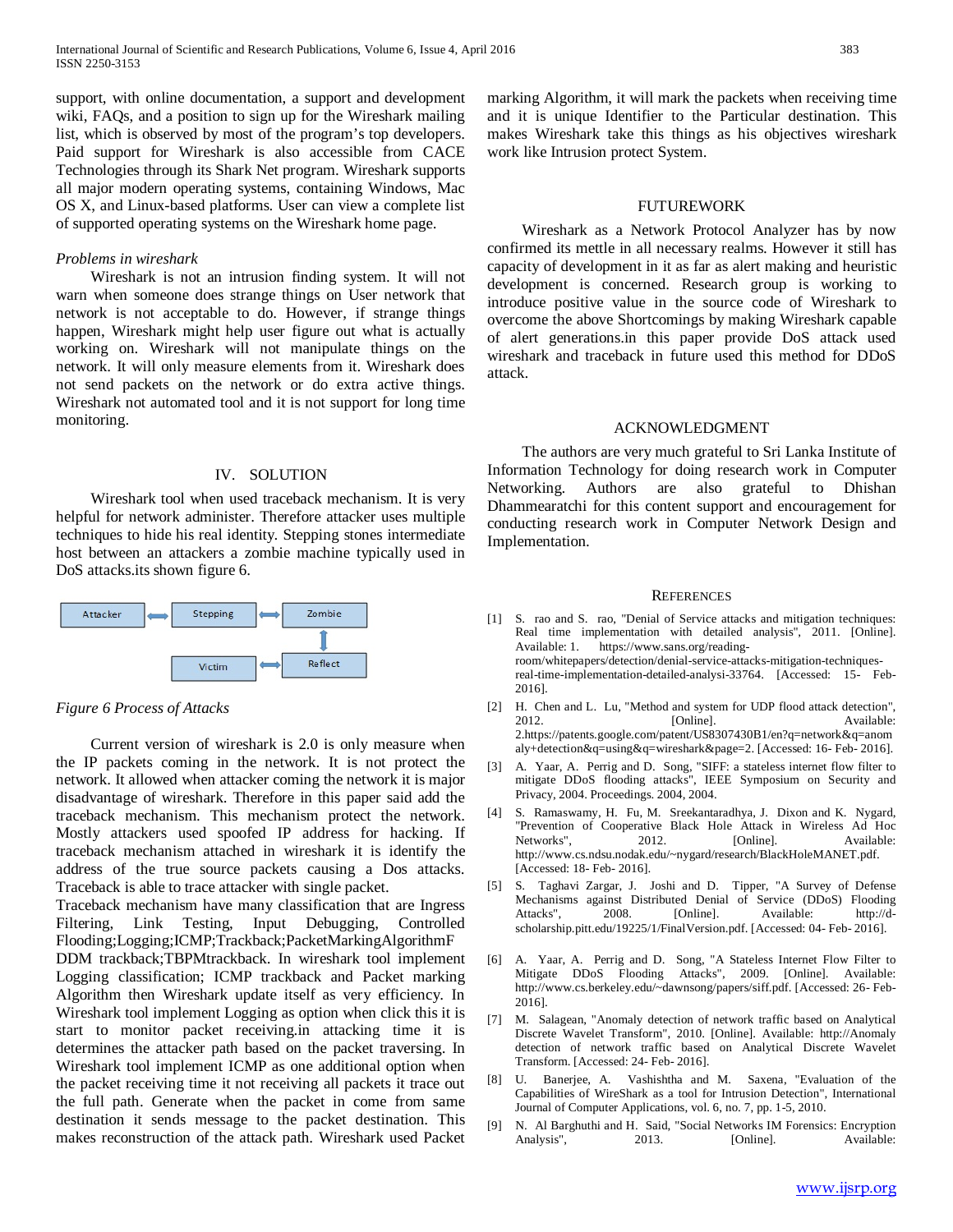support, with online documentation, a support and development wiki, FAQs, and a position to sign up for the Wireshark mailing list, which is observed by most of the program's top developers. Paid support for Wireshark is also accessible from CACE Technologies through its Shark Net program. Wireshark supports all major modern operating systems, containing Windows, Mac OS X, and Linux-based platforms. User can view a complete list of supported operating systems on the Wireshark home page.

*Problems in wireshark*

Wireshark is not an intrusion finding system. It will not warn when someone does strange things on User network that network is not acceptable to do. However, if strange things happen, Wireshark might help user figure out what is actually working on. Wireshark will not manipulate things on the network. It will only measure elements from it. Wireshark does not send packets on the network or do extra active things. Wireshark not automated tool and it is not support for long time monitoring.

## IV. SOLUTION

Wireshark tool when used traceback mechanism. It is very helpful for network administer. Therefore attacker uses multiple techniques to hide his real identity. Stepping stones intermediate host between an attackers a zombie machine typically used in DoS attacks.its shown figure 6.

Attacker ⟷ Stepping ⟷ Zombie
Zombie ⟷ Reflect
Victim ⟷ Reflect

*Figure 6 Process of Attacks*

Current version of wireshark is 2.0 is only measure when the IP packets coming in the network. It is not protect the network. It allowed when attacker coming the network it is major disadvantage of wireshark. Therefore in this paper said add the traceback mechanism. This mechanism protect the network. Mostly attackers used spoofed IP address for hacking. If traceback mechanism attached in wireshark it is identify the address of the true source packets causing a Dos attacks. Traceback is able to trace attacker with single packet.

Traceback mechanism have many classification that are Ingress Filtering, Link Testing, Input Debugging, Controlled Flooding;Logging;ICMP;Trackback;PacketMarkingAlgorithmF DDM trackback;TBPMtrackback. In wireshark tool implement Logging classification; ICMP trackback and Packet marking Algorithm then Wireshark update itself as very efficiency. In Wireshark tool implement Logging as option when click this it is start to monitor packet receiving.in attacking time it is determines the attacker path based on the packet traversing. In Wireshark tool implement ICMP as one additional option when the packet receiving time it not receiving all packets it trace out the full path. Generate when the packet in come from same destination it sends message to the packet destination. This makes reconstruction of the attack path. Wireshark used Packet marking Algorithm, it will mark the packets when receiving time and it is unique Identifier to the Particular destination. This makes Wireshark take this things as his objectives wireshark work like Intrusion protect System.

## FUTUREWORK

Wireshark as a Network Protocol Analyzer has by now confirmed its mettle in all necessary realms. However it still has capacity of development in it as far as alert making and heuristic development is concerned. Research group is working to introduce positive value in the source code of Wireshark to overcome the above Shortcomings by making Wireshark capable of alert generations.in this paper provide DoS attack used wireshark and traceback in future used this method for DDoS attack.

## ACKNOWLEDGMENT

The authors are very much grateful to Sri Lanka Institute of Information Technology for doing research work in Computer Networking. Authors are also grateful to Dhishan Dhammearatchi for this content support and encouragement for conducting research work in Computer Network Design and Implementation.

## REFERENCES

[1] S. rao and S. rao, "Denial of Service attacks and mitigation techniques: Real time implementation with detailed analysis", 2011. [Online]. Available: 1. https://www.sans.org/reading-room/whitepapers/detection/denial-service-attacks-mitigation-techniques-real-time-implementation-detailed-analysi-33764. [Accessed: 15- Feb- 2016].

[2] H. Chen and L. Lu, "Method and system for UDP flood attack detection", 2012. [Online]. Available: 2.https://patents.google.com/patent/US8307430B1/en?q=network&q=anomaly+detection&q=using&q=wireshark&page=2. [Accessed: 16- Feb- 2016].

[3] A. Yaar, A. Perrig and D. Song, "SIFF: a stateless internet flow filter to mitigate DDoS flooding attacks", IEEE Symposium on Security and Privacy, 2004. Proceedings. 2004, 2004.

[4] S. Ramaswamy, H. Fu, M. Sreekantaradhya, J. Dixon and K. Nygard, "Prevention of Cooperative Black Hole Attack in Wireless Ad Hoc Networks", 2012. [Online]. Available: http://www.cs.ndsu.nodak.edu/~nygard/research/BlackHoleMANET.pdf. [Accessed: 18- Feb- 2016].

[5] S. Taghavi Zargar, J. Joshi and D. Tipper, "A Survey of Defense Mechanisms against Distributed Denial of Service (DDoS) Flooding Attacks", 2008. [Online]. Available: http://d-scholarship.pitt.edu/19225/1/FinalVersion.pdf. [Accessed: 04- Feb- 2016].

[6] A. Yaar, A. Perrig and D. Song, "A Stateless Internet Flow Filter to Mitigate DDoS Flooding Attacks", 2009. [Online]. Available: http://www.cs.berkeley.edu/~dawnsong/papers/siff.pdf. [Accessed: 26- Feb- 2016].

[7] M. Salagean, "Anomaly detection of network traffic based on Analytical Discrete Wavelet Transform", 2010. [Online]. Available: http://Anomaly detection of network traffic based on Analytical Discrete Wavelet Transform. [Accessed: 24- Feb- 2016].

[8] U. Banerjee, A. Vashishtha and M. Saxena, "Evaluation of the Capabilities of WireShark as a tool for Intrusion Detection", International Journal of Computer Applications, vol. 6, no. 7, pp. 1-5, 2010.

[9] N. Al Barghuthi and H. Said, "Social Networks IM Forensics: Encryption Analysis", 2013. [Online]. Available: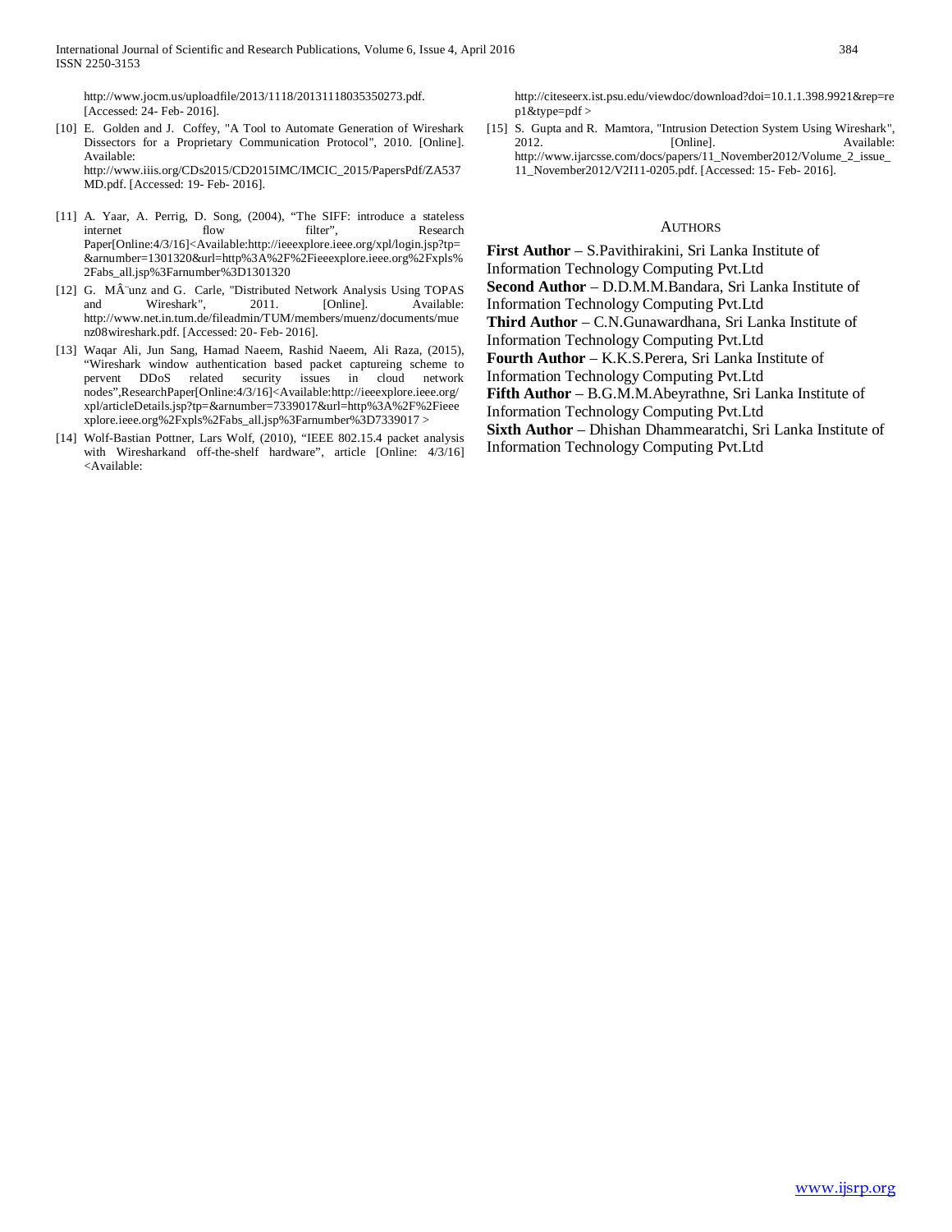http://www.jocm.us/uploadfile/2013/1118/20131118035350273.pdf. [Accessed: 24- Feb- 2016].

[10] E. Golden and J. Coffey, "A Tool to Automate Generation of Wireshark Dissectors for a Proprietary Communication Protocol", 2010. [Online]. Available: http://www.iiis.org/CDs2015/CD2015IMC/IMCIC_2015/PapersPdf/ZA537MD.pdf. [Accessed: 19- Feb- 2016].

[11] A. Yaar, A. Perrig, D. Song, (2004), "The SIFF: introduce a stateless internet flow filter", Research Paper[Online:4/3/16]<Available:http://ieeexplore.ieee.org/xpl/login.jsp?tp=&arnumber=1301320&url=http%3A%2F%2Fieeexplore.ieee.org%2Fxpls%2Fabs_all.jsp%3Farnumber%3D1301320

[12] G. MÂ¨unz and G. Carle, "Distributed Network Analysis Using TOPAS and Wireshark", 2011. [Online]. Available: http://www.net.in.tum.de/fileadmin/TUM/members/muenz/documents/muenz08wireshark.pdf. [Accessed: 20- Feb- 2016].

[13] Waqar Ali, Jun Sang, Hamad Naeem, Rashid Naeem, Ali Raza, (2015), "Wireshark window authentication based packet captureing scheme to pervent DDoS related security issues in cloud network nodes",ResearchPaper[Online:4/3/16]<Available:http://ieeexplore.ieee.org/xpl/articleDetails.jsp?tp=&arnumber=7339017&url=http%3A%2F%2Fieeexplore.ieee.org%2Fxpls%2Fabs_all.jsp%3Farnumber%3D7339017 >

[14] Wolf-Bastian Pottner, Lars Wolf, (2010), "IEEE 802.15.4 packet analysis with Wiresharkand off-the-shelf hardware", article [Online: 4/3/16] <Available: http://citeseerx.ist.psu.edu/viewdoc/download?doi=10.1.1.398.9921&rep=rep1&type=pdf >

[15] S. Gupta and R. Mamtora, "Intrusion Detection System Using Wireshark", 2012. [Online]. Available: http://www.ijarcsse.com/docs/papers/11_November2012/Volume_2_issue_11_November2012/V2I11-0205.pdf. [Accessed: 15- Feb- 2016].

## Authors

**First Author** – S.Pavithirakini, Sri Lanka Institute of Information Technology Computing Pvt.Ltd

**Second Author** – D.D.M.M.Bandara, Sri Lanka Institute of Information Technology Computing Pvt.Ltd

**Third Author** – C.N.Gunawardhana, Sri Lanka Institute of Information Technology Computing Pvt.Ltd

**Fourth Author** – K.K.S.Perera, Sri Lanka Institute of Information Technology Computing Pvt.Ltd

**Fifth Author** – B.G.M.M.Abeyrathne, Sri Lanka Institute of Information Technology Computing Pvt.Ltd

**Sixth Author** – Dhishan Dhammearatchi, Sri Lanka Institute of Information Technology Computing Pvt.Ltd